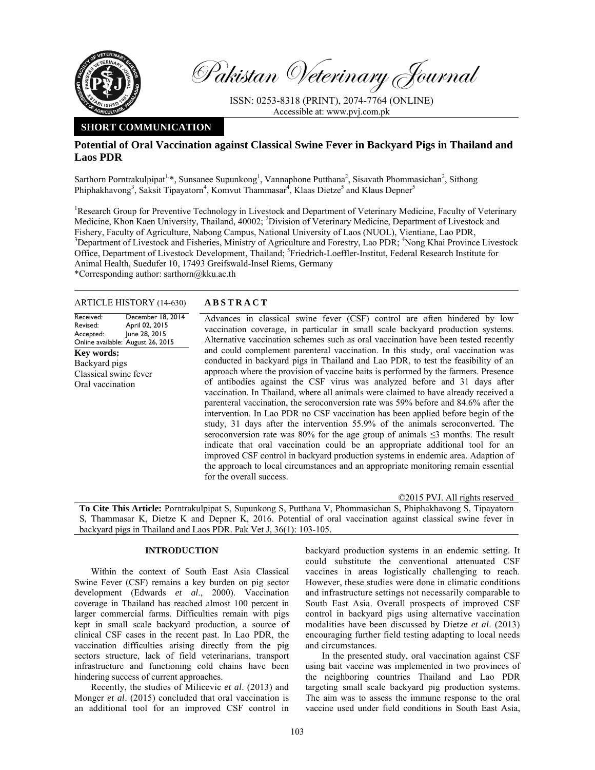# Pakistan Veterinary Journal

ISSN: 0253-8318 (PRINT), 2074-7764 (ONLINE)
Accessible at: www.pvj.com.pk

**SHORT COMMUNICATION**

## Potential of Oral Vaccination against Classical Swine Fever in Backyard Pigs in Thailand and Laos PDR

Sarthorn Porntrakulpipat[1,*], Sunsanee Supunkong[1], Vannaphone Putthana[2], Sisavath Phommasichan[2], Sithong Phiphakhavong[3], Saksit Tipayatorn[4], Komvut Thammasar[4], Klaas Dietze[5] and Klaus Depner[5]

[1]Research Group for Preventive Technology in Livestock and Department of Veterinary Medicine, Faculty of Veterinary Medicine, Khon Kaen University, Thailand, 40002; [2]Division of Veterinary Medicine, Department of Livestock and Fishery, Faculty of Agriculture, Nabong Campus, National University of Laos (NUOL), Vientiane, Lao PDR, [3]Department of Livestock and Fisheries, Ministry of Agriculture and Forestry, Lao PDR; [4]Nong Khai Province Livestock Office, Department of Livestock Development, Thailand; [5]Friedrich-Loeffler-Institut, Federal Research Institute for Animal Health, Suedufer 10, 17493 Greifswald-Insel Riems, Germany
*Corresponding author: sarthorn@kku.ac.th

**ARTICLE HISTORY** (14-630)

Received: December 18, 2014
Revised: April 02, 2015
Accepted: June 28, 2015
Online available: August 26, 2015

**Key words:**
Backyard pigs
Classical swine fever
Oral vaccination

**ABSTRACT**

Advances in classical swine fever (CSF) control are often hindered by low vaccination coverage, in particular in small scale backyard production systems. Alternative vaccination schemes such as oral vaccination have been tested recently and could complement parenteral vaccination. In this study, oral vaccination was conducted in backyard pigs in Thailand and Lao PDR, to test the feasibility of an approach where the provision of vaccine baits is performed by the farmers. Presence of antibodies against the CSF virus was analyzed before and 31 days after vaccination. In Thailand, where all animals were claimed to have already received a parenteral vaccination, the seroconversion rate was 59% before and 84.6% after the intervention. In Lao PDR no CSF vaccination has been applied before begin of the study, 31 days after the intervention 55.9% of the animals seroconverted. The seroconversion rate was 80% for the age group of animals ≤3 months. The result indicate that oral vaccination could be an appropriate additional tool for an improved CSF control in backyard production systems in endemic area. Adaption of the approach to local circumstances and an appropriate monitoring remain essential for the overall success.

©2015 PVJ. All rights reserved

**To Cite This Article:** Porntrakulpipat S, Supunkong S, Putthana V, Phommasichan S, Phiphakhavong S, Tipayatorn S, Thammasar K, Dietze K and Depner K, 2016. Potential of oral vaccination against classical swine fever in backyard pigs in Thailand and Laos PDR. Pak Vet J, 36(1): 103-105.

## INTRODUCTION

Within the context of South East Asia Classical Swine Fever (CSF) remains a key burden on pig sector development (Edwards *et al*., 2000). Vaccination coverage in Thailand has reached almost 100 percent in larger commercial farms. Difficulties remain with pigs kept in small scale backyard production, a source of clinical CSF cases in the recent past. In Lao PDR, the vaccination difficulties arising directly from the pig sectors structure, lack of field veterinarians, transport infrastructure and functioning cold chains have been hindering success of current approaches.

Recently, the studies of Milicevic *et al*. (2013) and Monger *et al*. (2015) concluded that oral vaccination is an additional tool for an improved CSF control in backyard production systems in an endemic setting. It could substitute the conventional attenuated CSF vaccines in areas logistically challenging to reach. However, these studies were done in climatic conditions and infrastructure settings not necessarily comparable to South East Asia. Overall prospects of improved CSF control in backyard pigs using alternative vaccination modalities have been discussed by Dietze *et al*. (2013) encouraging further field testing adapting to local needs and circumstances.

In the presented study, oral vaccination against CSF using bait vaccine was implemented in two provinces of the neighboring countries Thailand and Lao PDR targeting small scale backyard pig production systems. The aim was to assess the immune response to the oral vaccine used under field conditions in South East Asia,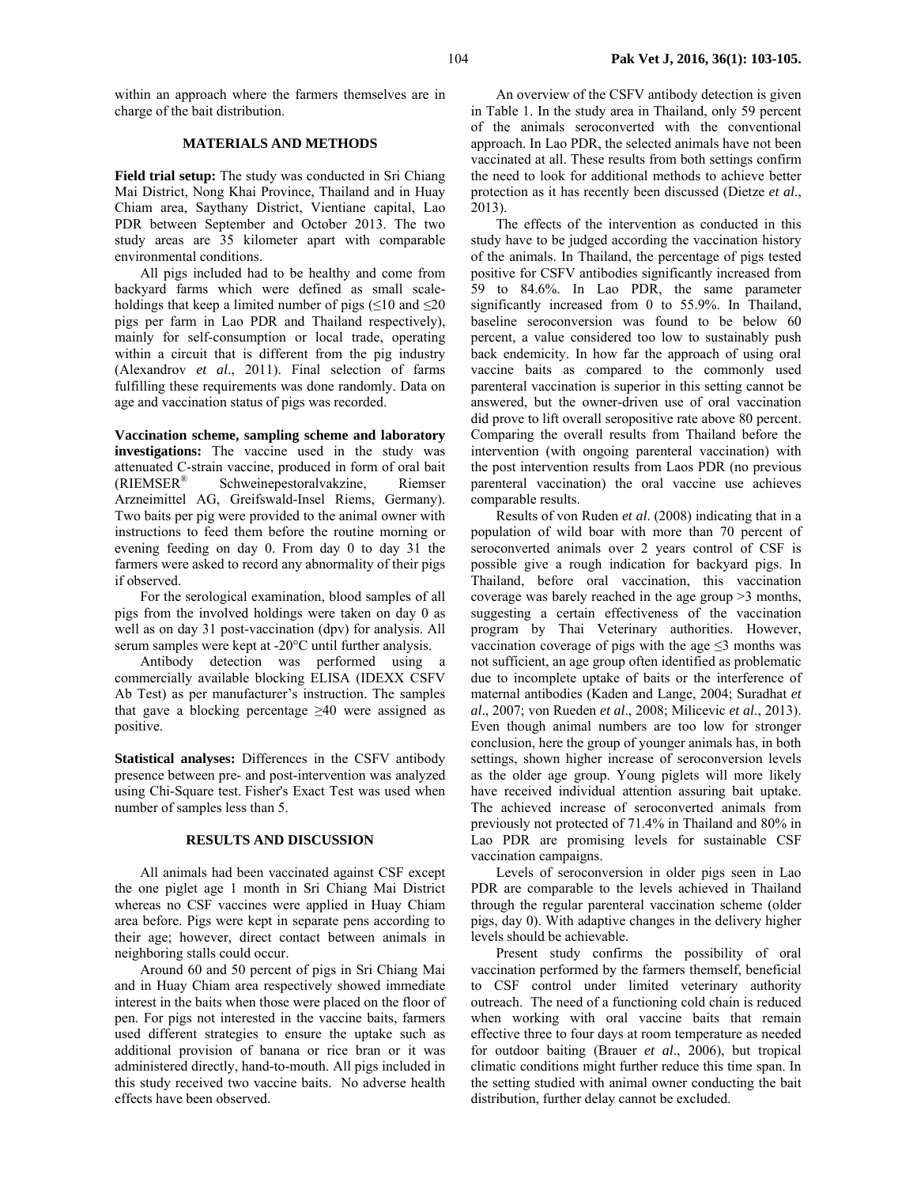within an approach where the farmers themselves are in charge of the bait distribution.

## MATERIALS AND METHODS

**Field trial setup:** The study was conducted in Sri Chiang Mai District, Nong Khai Province, Thailand and in Huay Chiam area, Saythany District, Vientiane capital, Lao PDR between September and October 2013. The two study areas are 35 kilometer apart with comparable environmental conditions.

All pigs included had to be healthy and come from backyard farms which were defined as small scale-holdings that keep a limited number of pigs (≤10 and ≤20 pigs per farm in Lao PDR and Thailand respectively), mainly for self-consumption or local trade, operating within a circuit that is different from the pig industry (Alexandrov *et al*., 2011). Final selection of farms fulfilling these requirements was done randomly. Data on age and vaccination status of pigs was recorded.

**Vaccination scheme, sampling scheme and laboratory investigations:** The vaccine used in the study was attenuated C-strain vaccine, produced in form of oral bait (RIEMSER® Schweinepestoralvakzine, Riemser Arzneimittel AG, Greifswald-Insel Riems, Germany). Two baits per pig were provided to the animal owner with instructions to feed them before the routine morning or evening feeding on day 0. From day 0 to day 31 the farmers were asked to record any abnormality of their pigs if observed.

For the serological examination, blood samples of all pigs from the involved holdings were taken on day 0 as well as on day 31 post-vaccination (dpv) for analysis. All serum samples were kept at -20°C until further analysis.

Antibody detection was performed using a commercially available blocking ELISA (IDEXX CSFV Ab Test) as per manufacturer's instruction. The samples that gave a blocking percentage ≥40 were assigned as positive.

**Statistical analyses:** Differences in the CSFV antibody presence between pre- and post-intervention was analyzed using Chi-Square test. Fisher's Exact Test was used when number of samples less than 5.

## RESULTS AND DISCUSSION

All animals had been vaccinated against CSF except the one piglet age 1 month in Sri Chiang Mai District whereas no CSF vaccines were applied in Huay Chiam area before. Pigs were kept in separate pens according to their age; however, direct contact between animals in neighboring stalls could occur.

Around 60 and 50 percent of pigs in Sri Chiang Mai and in Huay Chiam area respectively showed immediate interest in the baits when those were placed on the floor of pen. For pigs not interested in the vaccine baits, farmers used different strategies to ensure the uptake such as additional provision of banana or rice bran or it was administered directly, hand-to-mouth. All pigs included in this study received two vaccine baits. No adverse health effects have been observed.

An overview of the CSFV antibody detection is given in Table 1. In the study area in Thailand, only 59 percent of the animals seroconverted with the conventional approach. In Lao PDR, the selected animals have not been vaccinated at all. These results from both settings confirm the need to look for additional methods to achieve better protection as it has recently been discussed (Dietze *et al*., 2013).

The effects of the intervention as conducted in this study have to be judged according the vaccination history of the animals. In Thailand, the percentage of pigs tested positive for CSFV antibodies significantly increased from 59 to 84.6%. In Lao PDR, the same parameter significantly increased from 0 to 55.9%. In Thailand, baseline seroconversion was found to be below 60 percent, a value considered too low to sustainably push back endemicity. In how far the approach of using oral vaccine baits as compared to the commonly used parenteral vaccination is superior in this setting cannot be answered, but the owner-driven use of oral vaccination did prove to lift overall seropositive rate above 80 percent. Comparing the overall results from Thailand before the intervention (with ongoing parenteral vaccination) with the post intervention results from Laos PDR (no previous parenteral vaccination) the oral vaccine use achieves comparable results.

Results of von Ruden *et al*. (2008) indicating that in a population of wild boar with more than 70 percent of seroconverted animals over 2 years control of CSF is possible give a rough indication for backyard pigs. In Thailand, before oral vaccination, this vaccination coverage was barely reached in the age group >3 months, suggesting a certain effectiveness of the vaccination program by Thai Veterinary authorities. However, vaccination coverage of pigs with the age ≤3 months was not sufficient, an age group often identified as problematic due to incomplete uptake of baits or the interference of maternal antibodies (Kaden and Lange, 2004; Suradhat *et al*., 2007; von Rueden *et al*., 2008; Milicevic *et al*., 2013). Even though animal numbers are too low for stronger conclusion, here the group of younger animals has, in both settings, shown higher increase of seroconversion levels as the older age group. Young piglets will more likely have received individual attention assuring bait uptake. The achieved increase of seroconverted animals from previously not protected of 71.4% in Thailand and 80% in Lao PDR are promising levels for sustainable CSF vaccination campaigns.

Levels of seroconversion in older pigs seen in Lao PDR are comparable to the levels achieved in Thailand through the regular parenteral vaccination scheme (older pigs, day 0). With adaptive changes in the delivery higher levels should be achievable.

Present study confirms the possibility of oral vaccination performed by the farmers themself, beneficial to CSF control under limited veterinary authority outreach. The need of a functioning cold chain is reduced when working with oral vaccine baits that remain effective three to four days at room temperature as needed for outdoor baiting (Brauer *et al*., 2006), but tropical climatic conditions might further reduce this time span. In the setting studied with animal owner conducting the bait distribution, further delay cannot be excluded.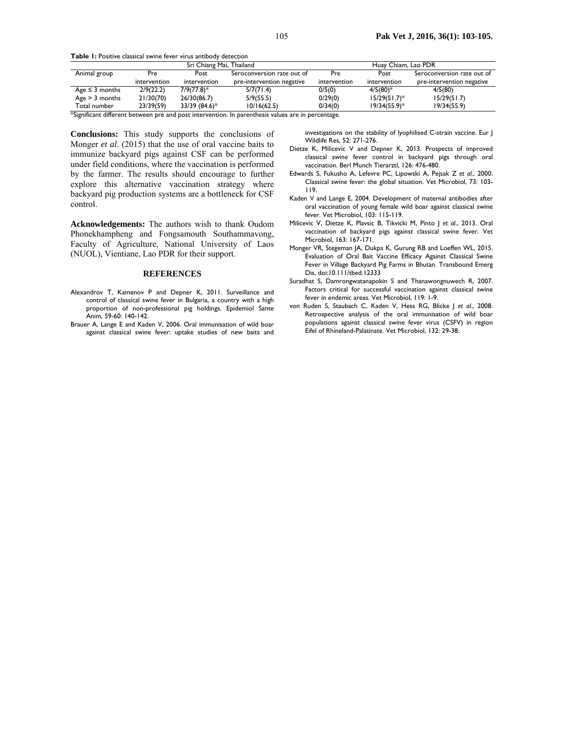**Table 1:** Positive classical swine fever virus antibody detection

| Animal group | Sri Chiang Mai, Thailand | | | Huay Chiam, Lao PDR | | |
|---|---|---|---|---|---|---|
| | Pre intervention | Post intervention | Seroconversion rate out of pre-intervention negative | Pre intervention | Post intervention | Seroconversion rate out of pre-intervention negative |
| Age ≤ 3 months | 2/9(22.2) | 7/9(77.8)* | 5/7(71.4) | 0/5(0) | 4/5(80)* | 4/5(80) |
| Age > 3 months | 21/30(70) | 26/30(86.7) | 5/9(55.5) | 0/29(0) | 15/29(51.7)* | 15/29(51.7) |
| Total number | 23/39(59) | 33/39 (84.6)* | 10/16(62.5) | 0/34(0) | 19/34(55.9)* | 19/34(55.9) |

*Significant different between pre and post intervention. In parenthesis values are in percentage.

**Conclusions:** This study supports the conclusions of Monger *et al*. (2015) that the use of oral vaccine baits to immunize backyard pigs against CSF can be performed under field conditions, where the vaccination is performed by the farmer. The results should encourage to further explore this alternative vaccination strategy where backyard pig production systems are a bottleneck for CSF control.

**Acknowledgements:** The authors wish to thank Oudom Phonekhampheng and Fongsamouth Southammavong, Faculty of Agriculture, National University of Laos (NUOL), Vientiane, Lao PDR for their support.

## REFERENCES

Alexandrov T, Kamenov P and Depner K, 2011. Surveillance and control of classical swine fever in Bulgaria, a country with a high proportion of non-professional pig holdings. Epidemiol Sante Anim, 59-60: 140-142.

Brauer A, Lange E and Kaden V, 2006. Oral immunisation of wild boar against classical swine fever: uptake studies of new baits and investigations on the stability of lyophilised C-strain vaccine. Eur J Wildlife Res, 52: 271-276.

Dietze K, Milicevic V and Depner K, 2013. Prospects of improved classical swine fever control in backyard pigs through oral vaccination. Berl Munch Tierarztl, 126: 476-480.

Edwards S, Fukusho A, Lefevre PC, Lipowski A, Pejsak Z *et al.*, 2000. Classical swine fever: the global situation. Vet Microbiol, 73: 103-119.

Kaden V and Lange E, 2004. Development of maternal antibodies after oral vaccination of young female wild boar against classical swine fever. Vet Microbiol, 103: 115-119.

Milicevic V, Dietze K, Plavsic B, Tikvicki M, Pinto J *et al.*, 2013. Oral vaccination of backyard pigs against classical swine fever. Vet Microbiol, 163: 167-171.

Monger VR, Stegeman JA, Dukpa K, Gurung RB and Loeffen WL, 2015. Evaluation of Oral Bait Vaccine Efficacy Against Classical Swine Fever in Village Backyard Pig Farms in Bhutan. Transbound Emerg Dis, doi:10.1111/tbed.12333

Suradhat S, Damrongwatanapokin S and Thanawongnuwech R, 2007. Factors critical for successful vaccination against classical swine fever in endemic areas. Vet Microbiol, 119: 1-9.

von Ruden S, Staubach C, Kaden V, Hess RG, Blicke J *et al.*, 2008. Retrospective analysis of the oral immunisation of wild boar populations against classical swine fever virus (CSFV) in region Eifel of Rhineland-Palatinate. Vet Microbiol, 132: 29-38.